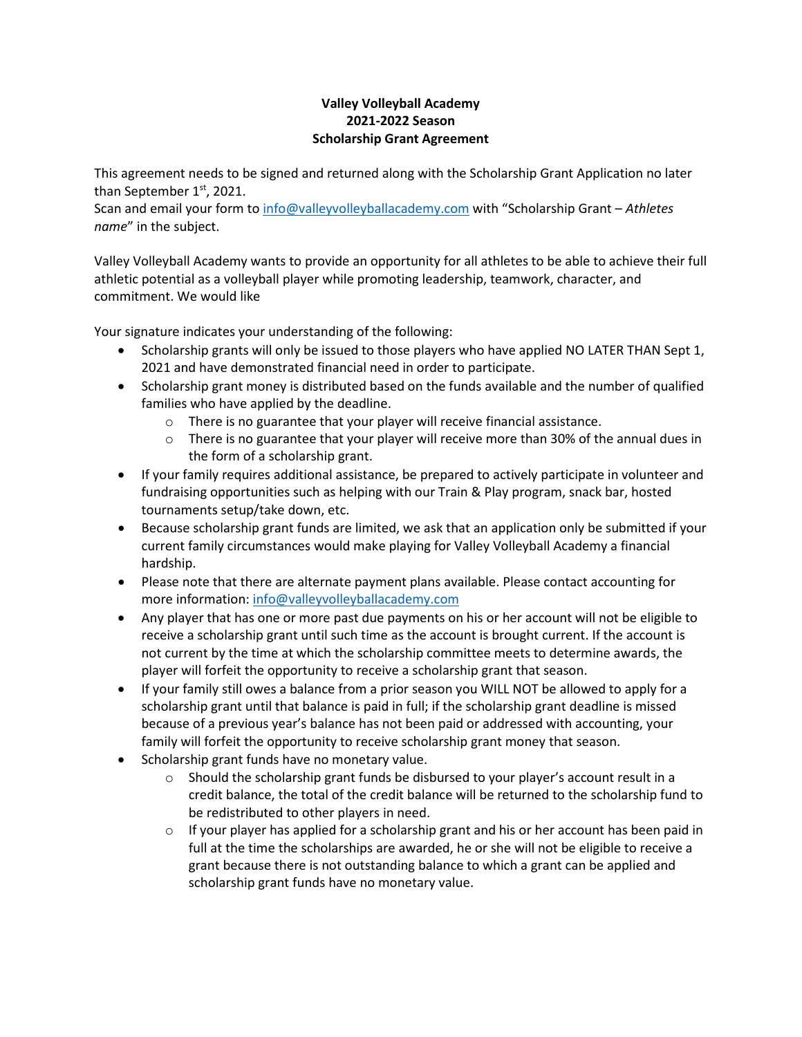**Valley Volleyball Academy**
**2021-2022 Season**
**Scholarship Grant Agreement**

This agreement needs to be signed and returned along with the Scholarship Grant Application no later than September 1st, 2021.
Scan and email your form to info@valleyvolleyballacademy.com with "Scholarship Grant – *Athletes name*" in the subject.

Valley Volleyball Academy wants to provide an opportunity for all athletes to be able to achieve their full athletic potential as a volleyball player while promoting leadership, teamwork, character, and commitment. We would like

Your signature indicates your understanding of the following:

- Scholarship grants will only be issued to those players who have applied NO LATER THAN Sept 1, 2021 and have demonstrated financial need in order to participate.
- Scholarship grant money is distributed based on the funds available and the number of qualified families who have applied by the deadline.
  - There is no guarantee that your player will receive financial assistance.
  - There is no guarantee that your player will receive more than 30% of the annual dues in the form of a scholarship grant.
- If your family requires additional assistance, be prepared to actively participate in volunteer and fundraising opportunities such as helping with our Train & Play program, snack bar, hosted tournaments setup/take down, etc.
- Because scholarship grant funds are limited, we ask that an application only be submitted if your current family circumstances would make playing for Valley Volleyball Academy a financial hardship.
- Please note that there are alternate payment plans available. Please contact accounting for more information: info@valleyvolleyballacademy.com
- Any player that has one or more past due payments on his or her account will not be eligible to receive a scholarship grant until such time as the account is brought current. If the account is not current by the time at which the scholarship committee meets to determine awards, the player will forfeit the opportunity to receive a scholarship grant that season.
- If your family still owes a balance from a prior season you WILL NOT be allowed to apply for a scholarship grant until that balance is paid in full; if the scholarship grant deadline is missed because of a previous year's balance has not been paid or addressed with accounting, your family will forfeit the opportunity to receive scholarship grant money that season.
- Scholarship grant funds have no monetary value.
  - Should the scholarship grant funds be disbursed to your player's account result in a credit balance, the total of the credit balance will be returned to the scholarship fund to be redistributed to other players in need.
  - If your player has applied for a scholarship grant and his or her account has been paid in full at the time the scholarships are awarded, he or she will not be eligible to receive a grant because there is not outstanding balance to which a grant can be applied and scholarship grant funds have no monetary value.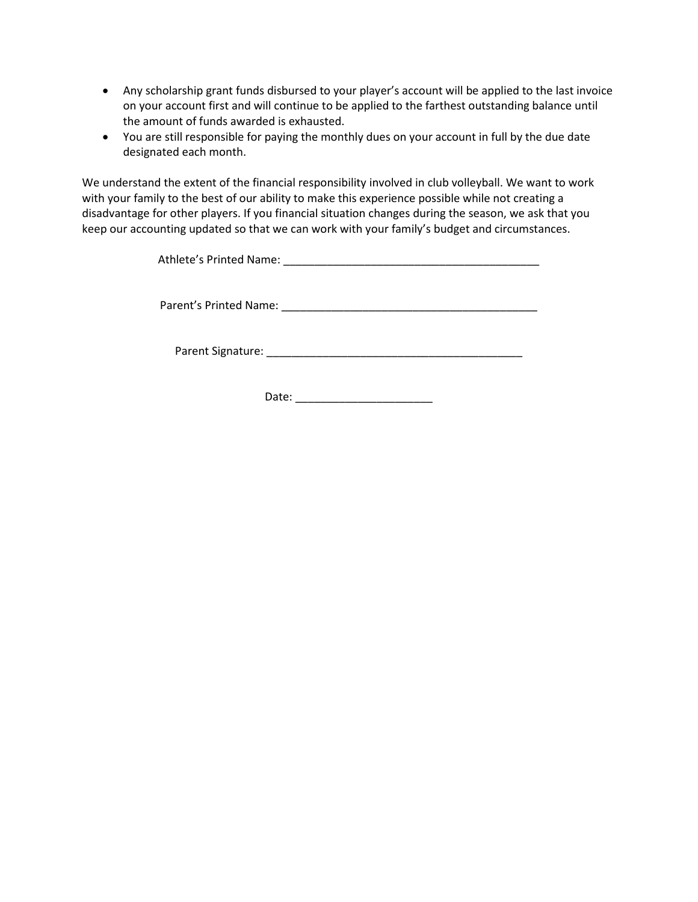- Any scholarship grant funds disbursed to your player's account will be applied to the last invoice on your account first and will continue to be applied to the farthest outstanding balance until the amount of funds awarded is exhausted.
- You are still responsible for paying the monthly dues on your account in full by the due date designated each month.

We understand the extent of the financial responsibility involved in club volleyball. We want to work with your family to the best of our ability to make this experience possible while not creating a disadvantage for other players. If you financial situation changes during the season, we ask that you keep our accounting updated so that we can work with your family's budget and circumstances.

Athlete's Printed Name: ___________________________________________

Parent's Printed Name: ___________________________________________

Parent Signature: ___________________________________________

Date: ______________________